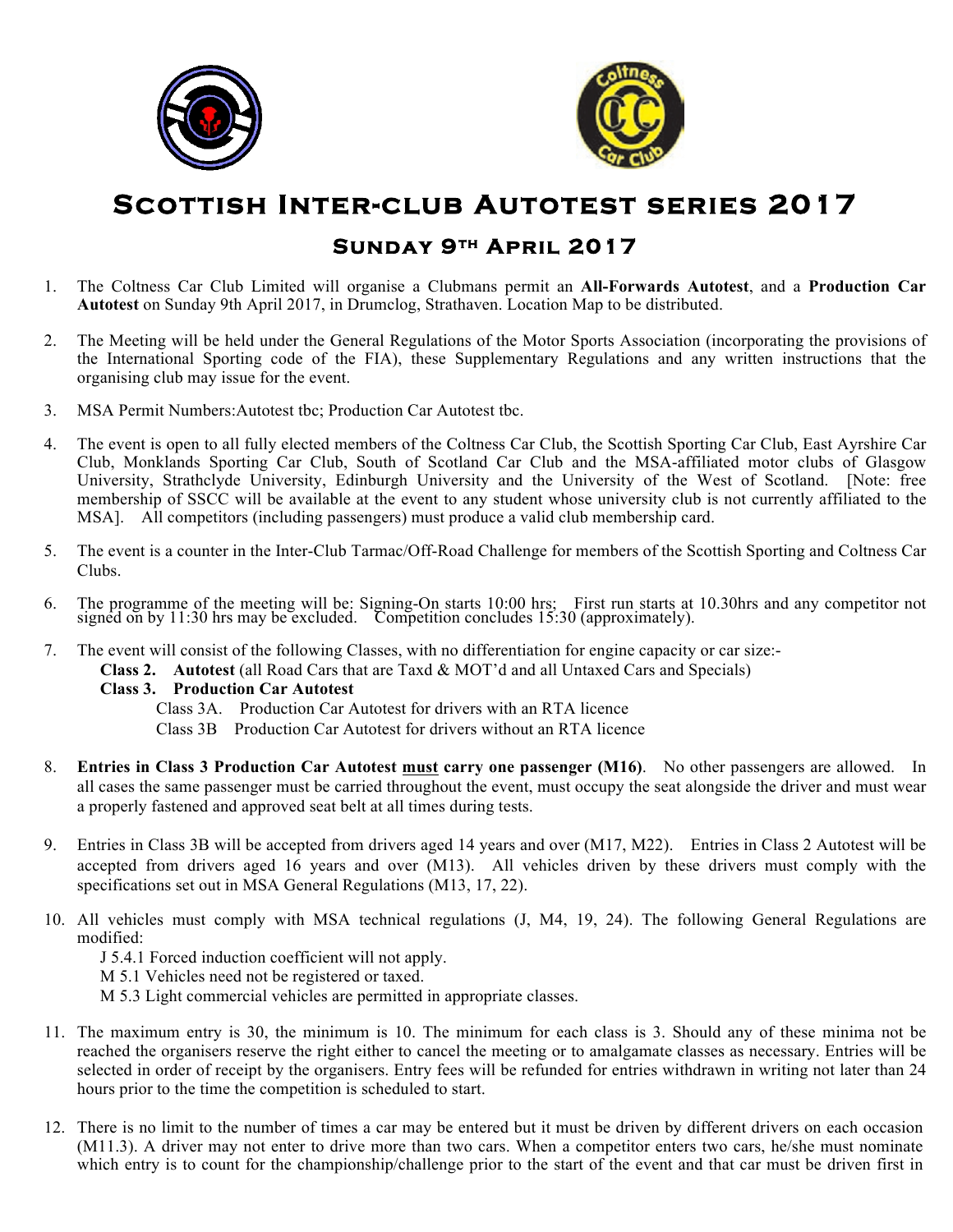# Scottish Inter-club Autotest series 2017

## Sunday 9th April 2017

1. The Coltness Car Club Limited will organise a Clubmans permit an **All-Forwards Autotest**, and a **Production Car Autotest** on Sunday 9th April 2017, in Drumclog, Strathaven. Location Map to be distributed.

2. The Meeting will be held under the General Regulations of the Motor Sports Association (incorporating the provisions of the International Sporting code of the FIA), these Supplementary Regulations and any written instructions that the organising club may issue for the event.

3. MSA Permit Numbers:Autotest tbc; Production Car Autotest tbc.

4. The event is open to all fully elected members of the Coltness Car Club, the Scottish Sporting Car Club, East Ayrshire Car Club, Monklands Sporting Car Club, South of Scotland Car Club and the MSA-affiliated motor clubs of Glasgow University, Strathclyde University, Edinburgh University and the University of the West of Scotland. [Note: free membership of SSCC will be available at the event to any student whose university club is not currently affiliated to the MSA]. All competitors (including passengers) must produce a valid club membership card.

5. The event is a counter in the Inter-Club Tarmac/Off-Road Challenge for members of the Scottish Sporting and Coltness Car Clubs.

6. The programme of the meeting will be: Signing-On starts 10:00 hrs; First run starts at 10.30hrs and any competitor not signed on by 11:30 hrs may be excluded. Competition concludes 15:30 (approximately).

7. The event will consist of the following Classes, with no differentiation for engine capacity or car size:-
   - **Class 2. Autotest** (all Road Cars that are Taxd & MOT'd and all Untaxed Cars and Specials)
   - **Class 3. Production Car Autotest**
     - Class 3A. Production Car Autotest for drivers with an RTA licence
     - Class 3B Production Car Autotest for drivers without an RTA licence

8. **Entries in Class 3 Production Car Autotest <u>must</u> carry one passenger (M16)**. No other passengers are allowed. In all cases the same passenger must be carried throughout the event, must occupy the seat alongside the driver and must wear a properly fastened and approved seat belt at all times during tests.

9. Entries in Class 3B will be accepted from drivers aged 14 years and over (M17, M22). Entries in Class 2 Autotest will be accepted from drivers aged 16 years and over (M13). All vehicles driven by these drivers must comply with the specifications set out in MSA General Regulations (M13, 17, 22).

10. All vehicles must comply with MSA technical regulations (J, M4, 19, 24). The following General Regulations are modified:
    - J 5.4.1 Forced induction coefficient will not apply.
    - M 5.1 Vehicles need not be registered or taxed.
    - M 5.3 Light commercial vehicles are permitted in appropriate classes.

11. The maximum entry is 30, the minimum is 10. The minimum for each class is 3. Should any of these minima not be reached the organisers reserve the right either to cancel the meeting or to amalgamate classes as necessary. Entries will be selected in order of receipt by the organisers. Entry fees will be refunded for entries withdrawn in writing not later than 24 hours prior to the time the competition is scheduled to start.

12. There is no limit to the number of times a car may be entered but it must be driven by different drivers on each occasion (M11.3). A driver may not enter to drive more than two cars. When a competitor enters two cars, he/she must nominate which entry is to count for the championship/challenge prior to the start of the event and that car must be driven first in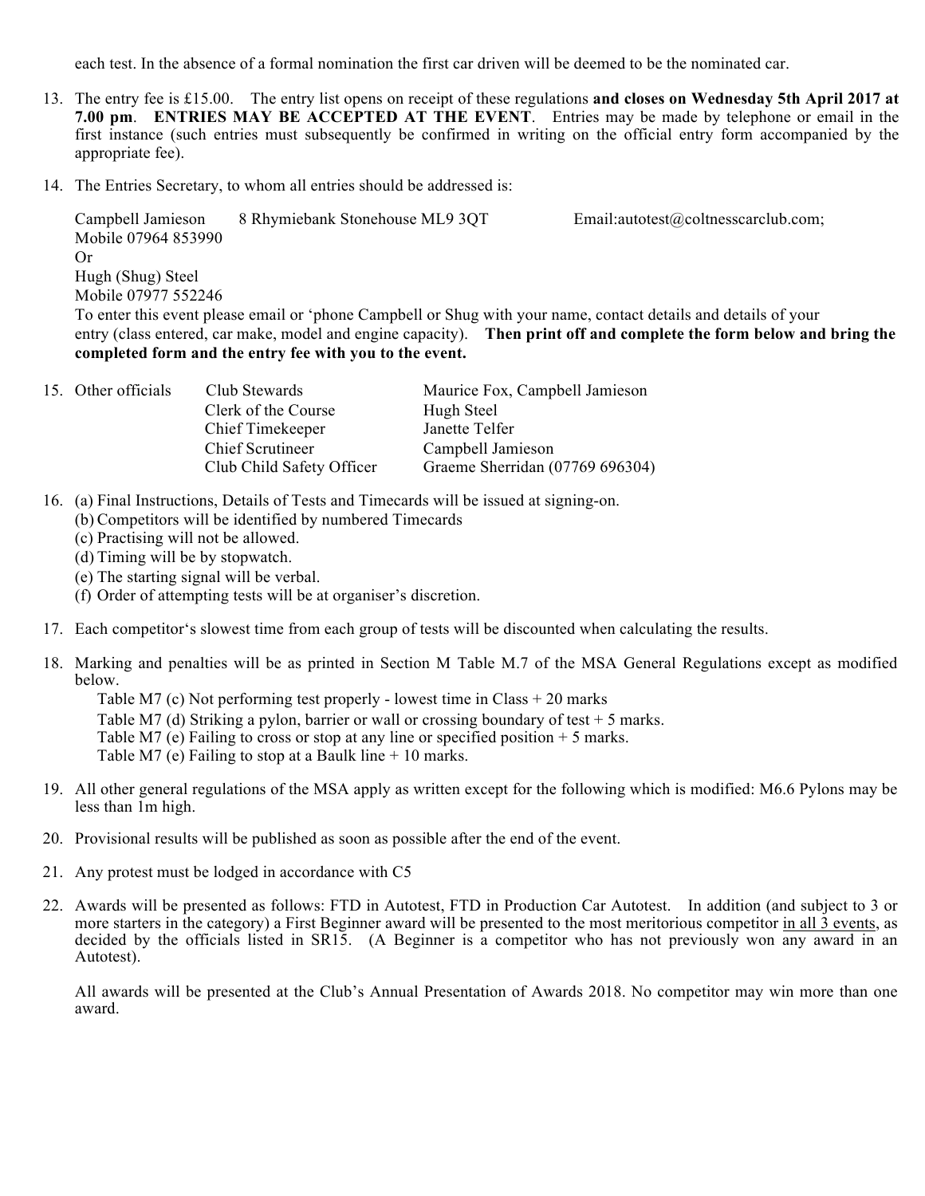each test. In the absence of a formal nomination the first car driven will be deemed to be the nominated car.

13. The entry fee is £15.00. The entry list opens on receipt of these regulations **and closes on Wednesday 5th April 2017 at 7.00 pm**. **ENTRIES MAY BE ACCEPTED AT THE EVENT**. Entries may be made by telephone or email in the first instance (such entries must subsequently be confirmed in writing on the official entry form accompanied by the appropriate fee).

14. The Entries Secretary, to whom all entries should be addressed is:

    Campbell Jamieson 8 Rhymiebank Stonehouse ML9 3QT Email:autotest@coltnesscarclub.com;
    Mobile 07964 853990
    Or
    Hugh (Shug) Steel
    Mobile 07977 552246
    To enter this event please email or 'phone Campbell or Shug with your name, contact details and details of your entry (class entered, car make, model and engine capacity). **Then print off and complete the form below and bring the completed form and the entry fee with you to the event.**

15. Other officials

    | | |
    |---|---|
    | Club Stewards | Maurice Fox, Campbell Jamieson |
    | Clerk of the Course | Hugh Steel |
    | Chief Timekeeper | Janette Telfer |
    | Chief Scrutineer | Campbell Jamieson |
    | Club Child Safety Officer | Graeme Sherridan (07769 696304) |

16. (a) Final Instructions, Details of Tests and Timecards will be issued at signing-on.
    (b) Competitors will be identified by numbered Timecards
    (c) Practising will not be allowed.
    (d) Timing will be by stopwatch.
    (e) The starting signal will be verbal.
    (f) Order of attempting tests will be at organiser's discretion.

17. Each competitor's slowest time from each group of tests will be discounted when calculating the results.

18. Marking and penalties will be as printed in Section M Table M.7 of the MSA General Regulations except as modified below.
    Table M7 (c) Not performing test properly - lowest time in Class + 20 marks
    Table M7 (d) Striking a pylon, barrier or wall or crossing boundary of test + 5 marks.
    Table M7 (e) Failing to cross or stop at any line or specified position + 5 marks.
    Table M7 (e) Failing to stop at a Baulk line + 10 marks.

19. All other general regulations of the MSA apply as written except for the following which is modified: M6.6 Pylons may be less than 1m high.

20. Provisional results will be published as soon as possible after the end of the event.

21. Any protest must be lodged in accordance with C5

22. Awards will be presented as follows: FTD in Autotest, FTD in Production Car Autotest. In addition (and subject to 3 or more starters in the category) a First Beginner award will be presented to the most meritorious competitor <u>in all 3 events</u>, as decided by the officials listed in SR15. (A Beginner is a competitor who has not previously won any award in an Autotest).

    All awards will be presented at the Club's Annual Presentation of Awards 2018. No competitor may win more than one award.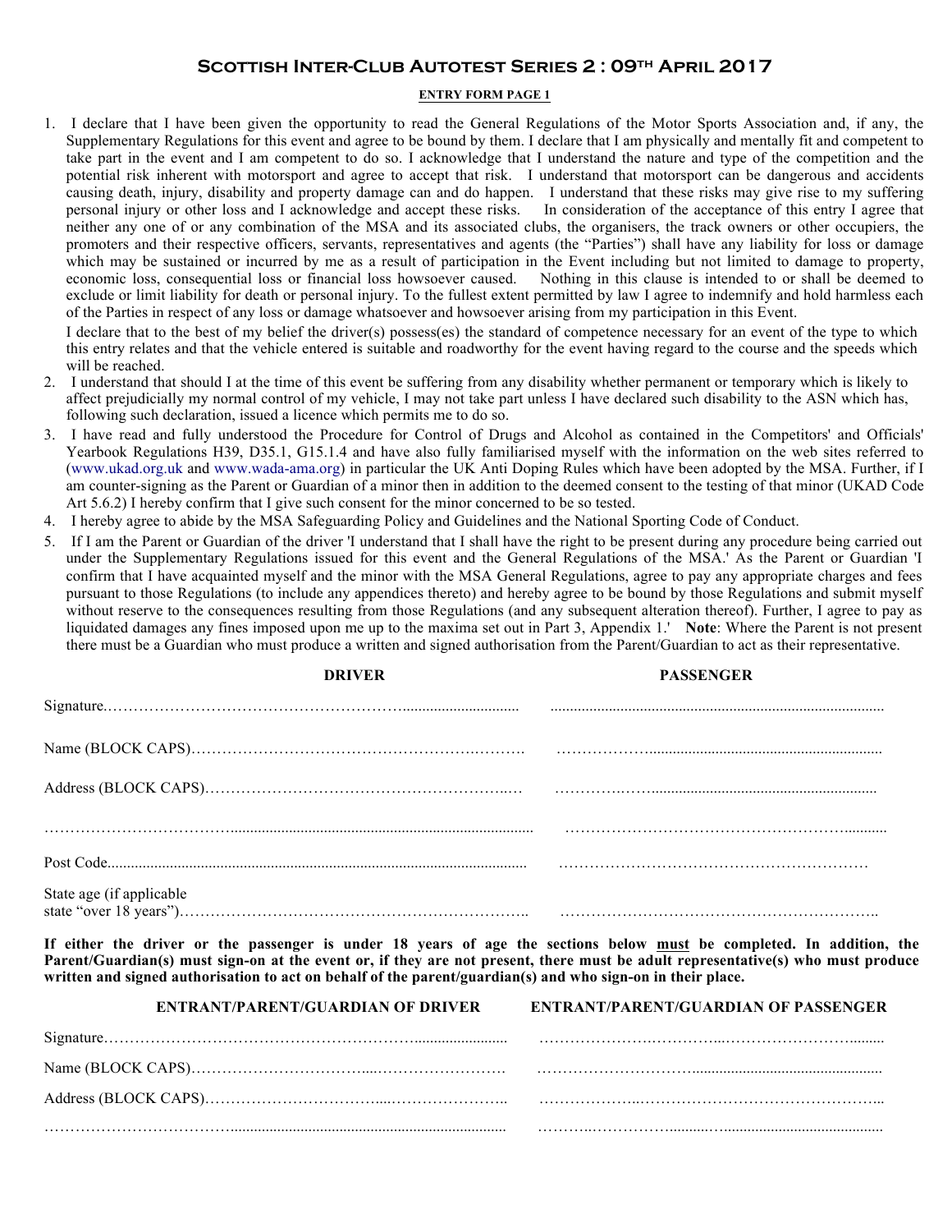# Scottish Inter-Club Autotest Series 2 : 09th April 2017

**ENTRY FORM PAGE 1**

1. I declare that I have been given the opportunity to read the General Regulations of the Motor Sports Association and, if any, the Supplementary Regulations for this event and agree to be bound by them. I declare that I am physically and mentally fit and competent to take part in the event and I am competent to do so. I acknowledge that I understand the nature and type of the competition and the potential risk inherent with motorsport and agree to accept that risk. I understand that motorsport can be dangerous and accidents causing death, injury, disability and property damage can and do happen. I understand that these risks may give rise to my suffering personal injury or other loss and I acknowledge and accept these risks. In consideration of the acceptance of this entry I agree that neither any one of or any combination of the MSA and its associated clubs, the organisers, the track owners or other occupiers, the promoters and their respective officers, servants, representatives and agents (the "Parties") shall have any liability for loss or damage which may be sustained or incurred by me as a result of participation in the Event including but not limited to damage to property, economic loss, consequential loss or financial loss howsoever caused. Nothing in this clause is intended to or shall be deemed to exclude or limit liability for death or personal injury. To the fullest extent permitted by law I agree to indemnify and hold harmless each of the Parties in respect of any loss or damage whatsoever and howsoever arising from my participation in this Event.

   I declare that to the best of my belief the driver(s) possess(es) the standard of competence necessary for an event of the type to which this entry relates and that the vehicle entered is suitable and roadworthy for the event having regard to the course and the speeds which will be reached.
2. I understand that should I at the time of this event be suffering from any disability whether permanent or temporary which is likely to affect prejudicially my normal control of my vehicle, I may not take part unless I have declared such disability to the ASN which has, following such declaration, issued a licence which permits me to do so.
3. I have read and fully understood the Procedure for Control of Drugs and Alcohol as contained in the Competitors' and Officials' Yearbook Regulations H39, D35.1, G15.1.4 and have also fully familiarised myself with the information on the web sites referred to (www.ukad.org.uk and www.wada-ama.org) in particular the UK Anti Doping Rules which have been adopted by the MSA. Further, if I am counter-signing as the Parent or Guardian of a minor then in addition to the deemed consent to the testing of that minor (UKAD Code Art 5.6.2) I hereby confirm that I give such consent for the minor concerned to be so tested.
4. I hereby agree to abide by the MSA Safeguarding Policy and Guidelines and the National Sporting Code of Conduct.
5. If I am the Parent or Guardian of the driver 'I understand that I shall have the right to be present during any procedure being carried out under the Supplementary Regulations issued for this event and the General Regulations of the MSA.' As the Parent or Guardian 'I confirm that I have acquainted myself and the minor with the MSA General Regulations, agree to pay any appropriate charges and fees pursuant to those Regulations (to include any appendices thereto) and hereby agree to be bound by those Regulations and submit myself without reserve to the consequences resulting from those Regulations (and any subsequent alteration thereof). Further, I agree to pay as liquidated damages any fines imposed upon me up to the maxima set out in Part 3, Appendix 1.' **Note**: Where the Parent is not present there must be a Guardian who must produce a written and signed authorisation from the Parent/Guardian to act as their representative.

| | **DRIVER** | **PASSENGER** |
|---|---|---|
| Signature | ………………………… | ………………………… |
| Name (BLOCK CAPS) | ………………………… | ………………………… |
| Address (BLOCK CAPS) | ………………………… | ………………………… |
| | ………………………… | ………………………… |
| Post Code | ………………………… | ………………………… |
| State age (if applicable state "over 18 years") | ………………………… | ………………………… |

**If either the driver or the passenger is under 18 years of age the sections below must be completed. In addition, the Parent/Guardian(s) must sign-on at the event or, if they are not present, there must be adult representative(s) who must produce written and signed authorisation to act on behalf of the parent/guardian(s) and who sign-on in their place.**

| | **ENTRANT/PARENT/GUARDIAN OF DRIVER** | **ENTRANT/PARENT/GUARDIAN OF PASSENGER** |
|---|---|---|
| Signature | ………………………… | ………………………… |
| Name (BLOCK CAPS) | ………………………… | ………………………… |
| Address (BLOCK CAPS) | ………………………… | ………………………… |
| | ………………………… | ………………………… |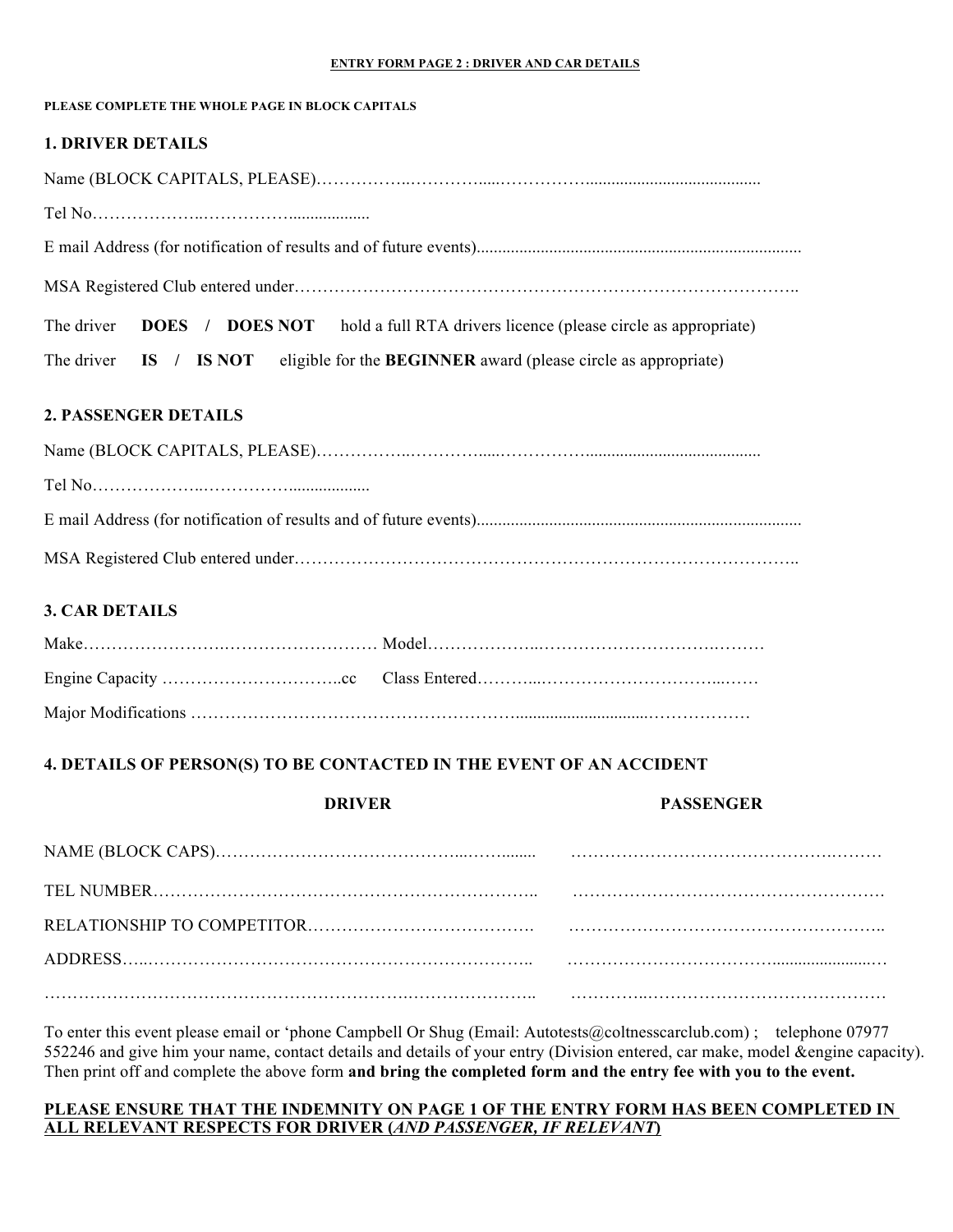**ENTRY FORM PAGE 2 : DRIVER AND CAR DETAILS**

**PLEASE COMPLETE THE WHOLE PAGE IN BLOCK CAPITALS**

## 1. DRIVER DETAILS

Name (BLOCK CAPITALS, PLEASE)……………..…………....……………........................................

Tel No………………..……………..................

E mail Address (for notification of results and of future events)...........................................................................

MSA Registered Club entered under……………………………………………………………………………..

The driver **DOES / DOES NOT** hold a full RTA drivers licence (please circle as appropriate)

The driver **IS / IS NOT** eligible for the **BEGINNER** award (please circle as appropriate)

## 2. PASSENGER DETAILS

Name (BLOCK CAPITALS, PLEASE)……………..…………....……………........................................

Tel No………………..……………..................

E mail Address (for notification of results and of future events)...........................................................................

MSA Registered Club entered under……………………………………………………………………………..

## 3. CAR DETAILS

Make…………………….……………………… Model………………..…………………………….………

Engine Capacity …………………………..cc Class Entered………....……………………………...……

Major Modifications ………………………………………………….............................…………….

## 4. DETAILS OF PERSON(S) TO BE CONTACTED IN THE EVENT OF AN ACCIDENT

| | **DRIVER** | **PASSENGER** |
|---|---|---|
| NAME (BLOCK CAPS) | …………………………………………...……....... | ……………………………………………….……… |
| TEL NUMBER | ……………………………………………………………….. | ……………………………………………………… |
| RELATIONSHIP TO COMPETITOR | …………………………………. | …………………………………………………….. |
| ADDRESS | …..……………………………………………………………….. | ……………………………….......................… |
| | ……………………………………………………….………………….. | …………..…………………………………………… |

To enter this event please email or 'phone Campbell Or Shug (Email: Autotests@coltnesscarclub.com) ; telephone 07977 552246 and give him your name, contact details and details of your entry (Division entered, car make, model &engine capacity). Then print off and complete the above form **and bring the completed form and the entry fee with you to the event.**

**PLEASE ENSURE THAT THE INDEMNITY ON PAGE 1 OF THE ENTRY FORM HAS BEEN COMPLETED IN ALL RELEVANT RESPECTS FOR DRIVER (*AND PASSENGER, IF RELEVANT*)**